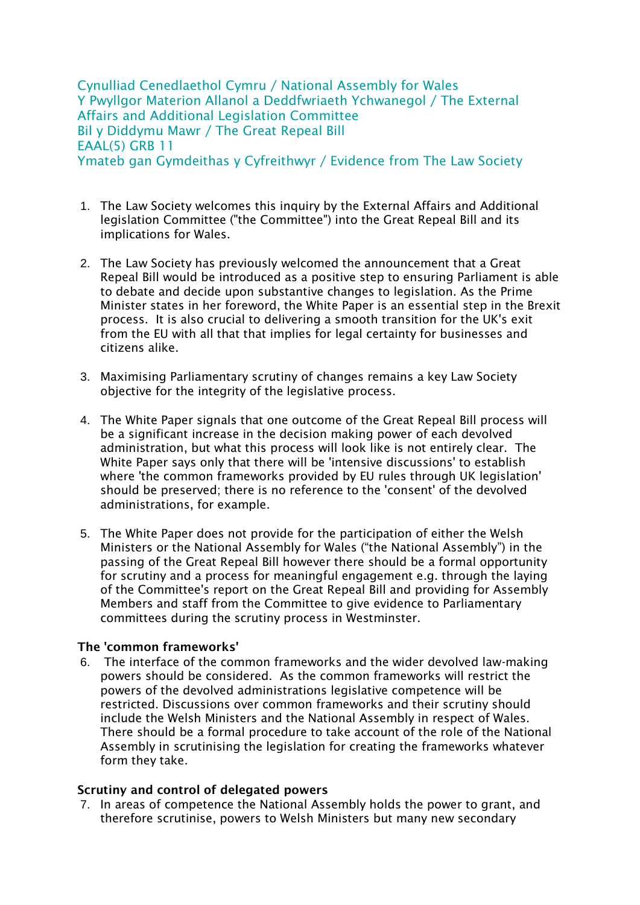Cynulliad Cenedlaethol Cymru / National Assembly for Wales
Y Pwyllgor Materion Allanol a Deddfwriaeth Ychwanegol / The External Affairs and Additional Legislation Committee
Bil y Diddymu Mawr / The Great Repeal Bill
EAAL(5) GRB 11
Ymateb gan Gymdeithas y Cyfreithwyr / Evidence from The Law Society

1. The Law Society welcomes this inquiry by the External Affairs and Additional legislation Committee ("the Committee") into the Great Repeal Bill and its implications for Wales.

2. The Law Society has previously welcomed the announcement that a Great Repeal Bill would be introduced as a positive step to ensuring Parliament is able to debate and decide upon substantive changes to legislation. As the Prime Minister states in her foreword, the White Paper is an essential step in the Brexit process. It is also crucial to delivering a smooth transition for the UK's exit from the EU with all that that implies for legal certainty for businesses and citizens alike.

3. Maximising Parliamentary scrutiny of changes remains a key Law Society objective for the integrity of the legislative process.

4. The White Paper signals that one outcome of the Great Repeal Bill process will be a significant increase in the decision making power of each devolved administration, but what this process will look like is not entirely clear. The White Paper says only that there will be 'intensive discussions' to establish where 'the common frameworks provided by EU rules through UK legislation' should be preserved; there is no reference to the 'consent' of the devolved administrations, for example.

5. The White Paper does not provide for the participation of either the Welsh Ministers or the National Assembly for Wales ("the National Assembly") in the passing of the Great Repeal Bill however there should be a formal opportunity for scrutiny and a process for meaningful engagement e.g. through the laying of the Committee's report on the Great Repeal Bill and providing for Assembly Members and staff from the Committee to give evidence to Parliamentary committees during the scrutiny process in Westminster.

**The 'common frameworks'**

6. The interface of the common frameworks and the wider devolved law-making powers should be considered. As the common frameworks will restrict the powers of the devolved administrations legislative competence will be restricted. Discussions over common frameworks and their scrutiny should include the Welsh Ministers and the National Assembly in respect of Wales. There should be a formal procedure to take account of the role of the National Assembly in scrutinising the legislation for creating the frameworks whatever form they take.

**Scrutiny and control of delegated powers**

7. In areas of competence the National Assembly holds the power to grant, and therefore scrutinise, powers to Welsh Ministers but many new secondary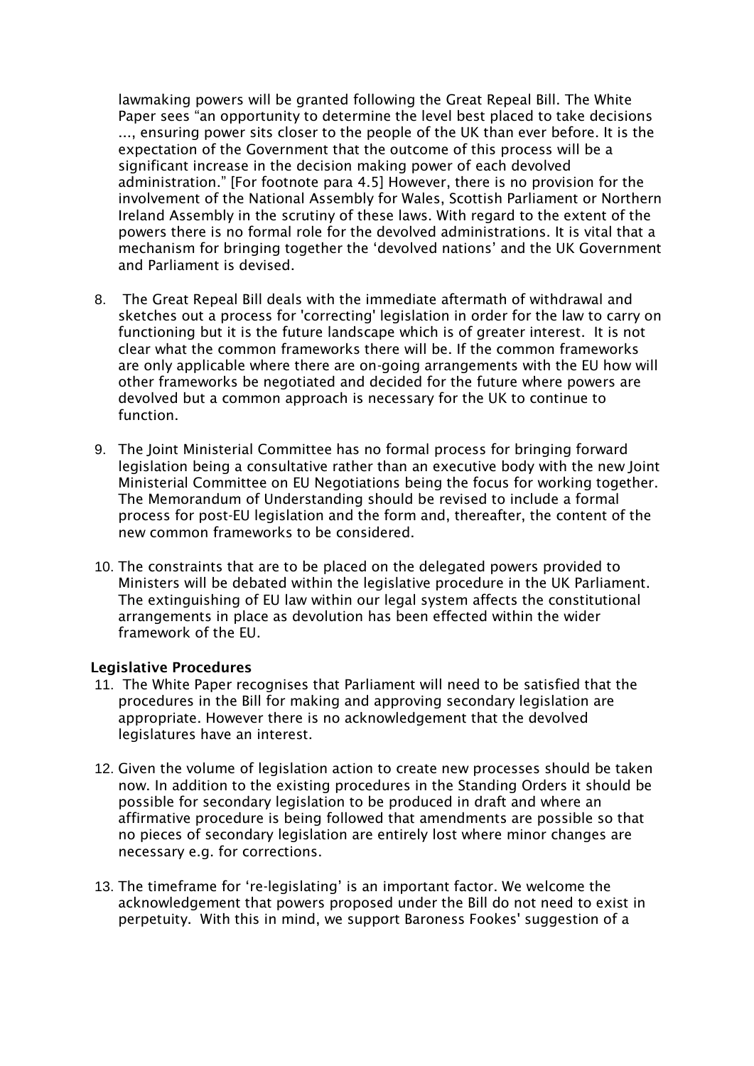lawmaking powers will be granted following the Great Repeal Bill. The White Paper sees "an opportunity to determine the level best placed to take decisions ..., ensuring power sits closer to the people of the UK than ever before. It is the expectation of the Government that the outcome of this process will be a significant increase in the decision making power of each devolved administration." [For footnote para 4.5] However, there is no provision for the involvement of the National Assembly for Wales, Scottish Parliament or Northern Ireland Assembly in the scrutiny of these laws. With regard to the extent of the powers there is no formal role for the devolved administrations. It is vital that a mechanism for bringing together the 'devolved nations' and the UK Government and Parliament is devised.

8. The Great Repeal Bill deals with the immediate aftermath of withdrawal and sketches out a process for 'correcting' legislation in order for the law to carry on functioning but it is the future landscape which is of greater interest. It is not clear what the common frameworks there will be. If the common frameworks are only applicable where there are on-going arrangements with the EU how will other frameworks be negotiated and decided for the future where powers are devolved but a common approach is necessary for the UK to continue to function.

9. The Joint Ministerial Committee has no formal process for bringing forward legislation being a consultative rather than an executive body with the new Joint Ministerial Committee on EU Negotiations being the focus for working together. The Memorandum of Understanding should be revised to include a formal process for post-EU legislation and the form and, thereafter, the content of the new common frameworks to be considered.

10. The constraints that are to be placed on the delegated powers provided to Ministers will be debated within the legislative procedure in the UK Parliament. The extinguishing of EU law within our legal system affects the constitutional arrangements in place as devolution has been effected within the wider framework of the EU.

**Legislative Procedures**

11. The White Paper recognises that Parliament will need to be satisfied that the procedures in the Bill for making and approving secondary legislation are appropriate. However there is no acknowledgement that the devolved legislatures have an interest.

12. Given the volume of legislation action to create new processes should be taken now. In addition to the existing procedures in the Standing Orders it should be possible for secondary legislation to be produced in draft and where an affirmative procedure is being followed that amendments are possible so that no pieces of secondary legislation are entirely lost where minor changes are necessary e.g. for corrections.

13. The timeframe for 're-legislating' is an important factor. We welcome the acknowledgement that powers proposed under the Bill do not need to exist in perpetuity. With this in mind, we support Baroness Fookes' suggestion of a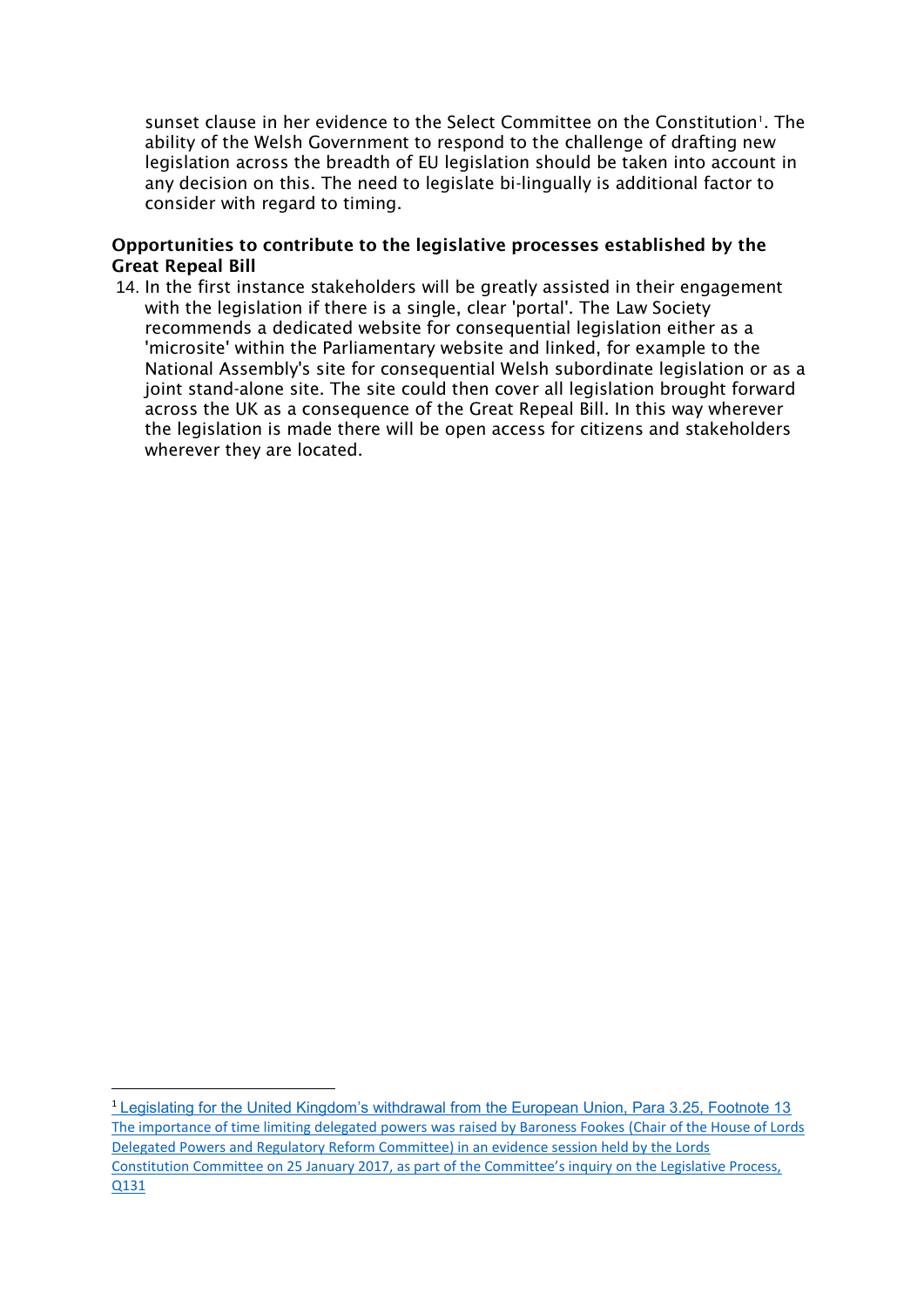sunset clause in her evidence to the Select Committee on the Constitution[1]. The ability of the Welsh Government to respond to the challenge of drafting new legislation across the breadth of EU legislation should be taken into account in any decision on this. The need to legislate bi-lingually is additional factor to consider with regard to timing.

**Opportunities to contribute to the legislative processes established by the Great Repeal Bill**

14. In the first instance stakeholders will be greatly assisted in their engagement with the legislation if there is a single, clear 'portal'. The Law Society recommends a dedicated website for consequential legislation either as a 'microsite' within the Parliamentary website and linked, for example to the National Assembly's site for consequential Welsh subordinate legislation or as a joint stand-alone site. The site could then cover all legislation brought forward across the UK as a consequence of the Great Repeal Bill. In this way wherever the legislation is made there will be open access for citizens and stakeholders wherever they are located.

---

[1] Legislating for the United Kingdom's withdrawal from the European Union, Para 3.25, Footnote 13 The importance of time limiting delegated powers was raised by Baroness Fookes (Chair of the House of Lords Delegated Powers and Regulatory Reform Committee) in an evidence session held by the Lords Constitution Committee on 25 January 2017, as part of the Committee's inquiry on the Legislative Process, Q131